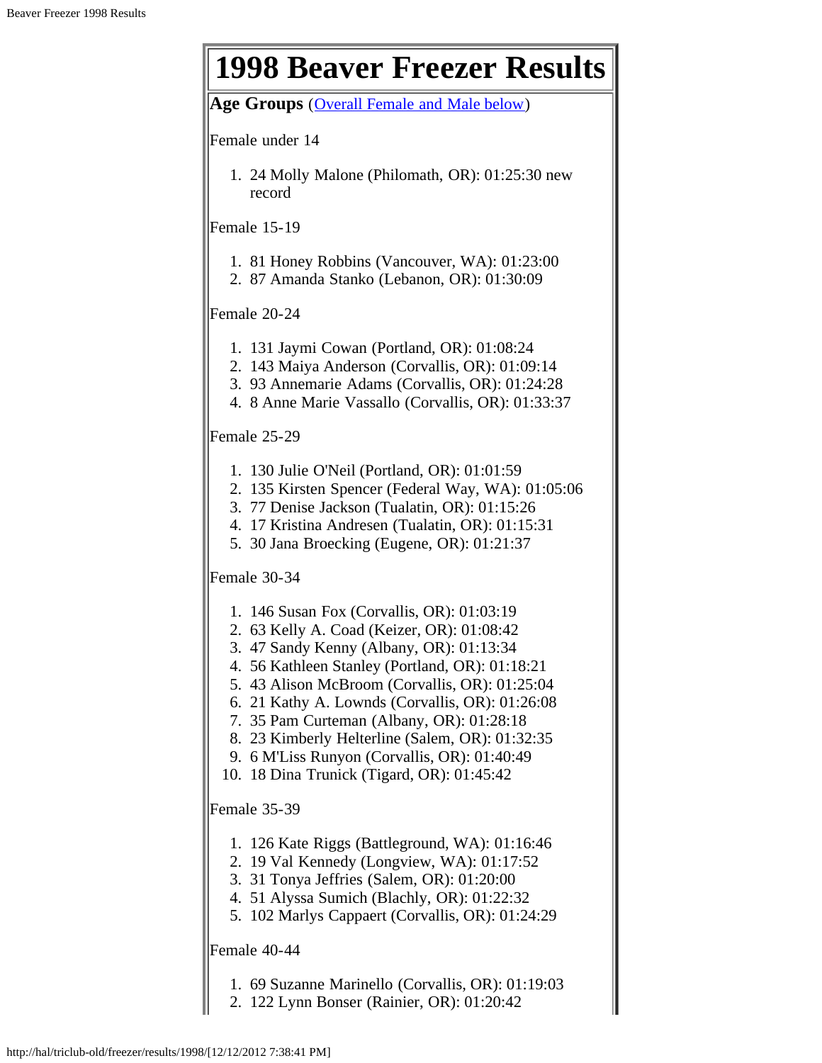# 1998 Beaver Freezer Results

**Age Groups** ([Overall Female and Male below](#))

Female under 14

1. 24 Molly Malone (Philomath, OR): 01:25:30 new record

Female 15-19

1. 81 Honey Robbins (Vancouver, WA): 01:23:00
2. 87 Amanda Stanko (Lebanon, OR): 01:30:09

Female 20-24

1. 131 Jaymi Cowan (Portland, OR): 01:08:24
2. 143 Maiya Anderson (Corvallis, OR): 01:09:14
3. 93 Annemarie Adams (Corvallis, OR): 01:24:28
4. 8 Anne Marie Vassallo (Corvallis, OR): 01:33:37

Female 25-29

1. 130 Julie O'Neil (Portland, OR): 01:01:59
2. 135 Kirsten Spencer (Federal Way, WA): 01:05:06
3. 77 Denise Jackson (Tualatin, OR): 01:15:26
4. 17 Kristina Andresen (Tualatin, OR): 01:15:31
5. 30 Jana Broecking (Eugene, OR): 01:21:37

Female 30-34

1. 146 Susan Fox (Corvallis, OR): 01:03:19
2. 63 Kelly A. Coad (Keizer, OR): 01:08:42
3. 47 Sandy Kenny (Albany, OR): 01:13:34
4. 56 Kathleen Stanley (Portland, OR): 01:18:21
5. 43 Alison McBroom (Corvallis, OR): 01:25:04
6. 21 Kathy A. Lownds (Corvallis, OR): 01:26:08
7. 35 Pam Curteman (Albany, OR): 01:28:18
8. 23 Kimberly Helterline (Salem, OR): 01:32:35
9. 6 M'Liss Runyon (Corvallis, OR): 01:40:49
10. 18 Dina Trunick (Tigard, OR): 01:45:42

Female 35-39

1. 126 Kate Riggs (Battleground, WA): 01:16:46
2. 19 Val Kennedy (Longview, WA): 01:17:52
3. 31 Tonya Jeffries (Salem, OR): 01:20:00
4. 51 Alyssa Sumich (Blachly, OR): 01:22:32
5. 102 Marlys Cappaert (Corvallis, OR): 01:24:29

Female 40-44

1. 69 Suzanne Marinello (Corvallis, OR): 01:19:03
2. 122 Lynn Bonser (Rainier, OR): 01:20:42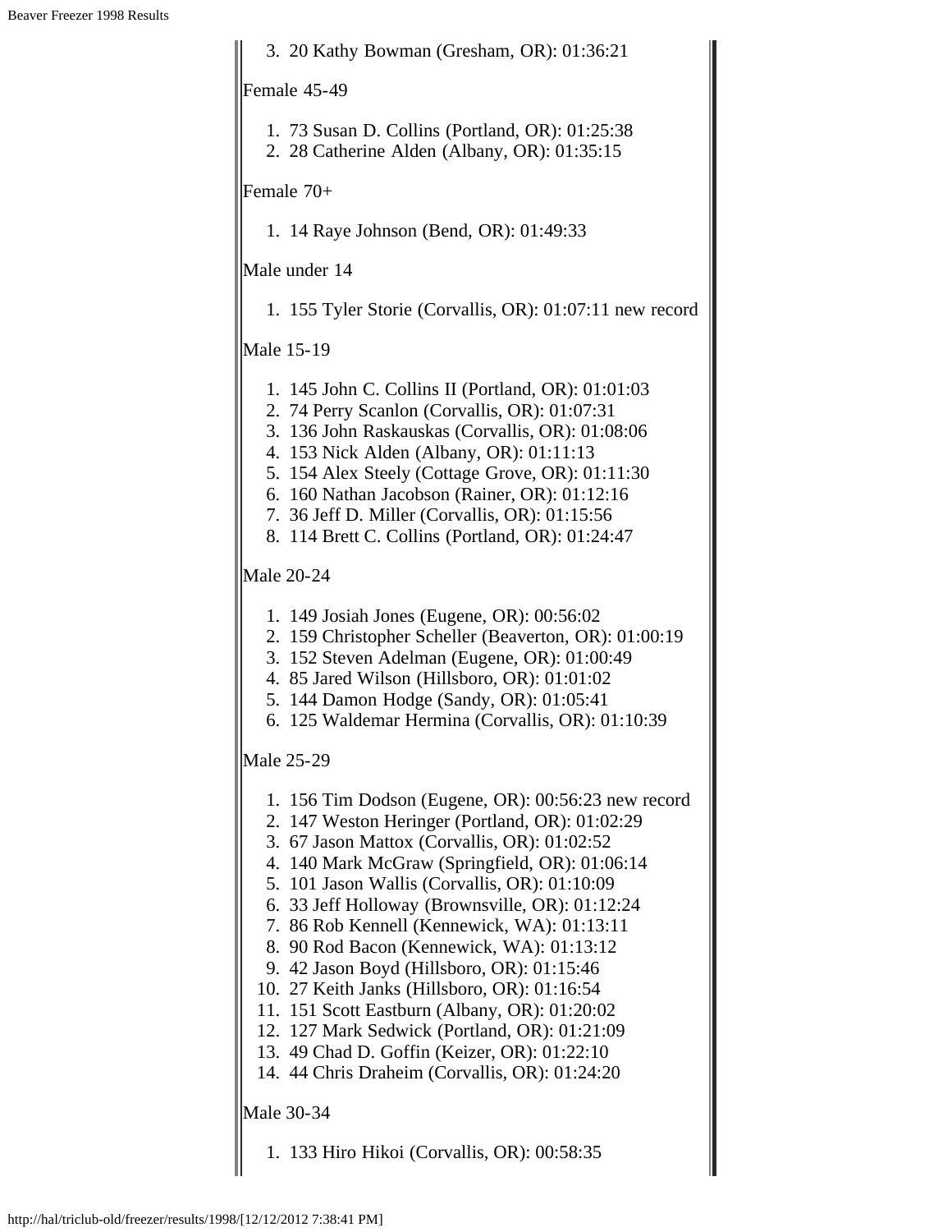3. 20 Kathy Bowman (Gresham, OR): 01:36:21

Female 45-49

1. 73 Susan D. Collins (Portland, OR): 01:25:38
2. 28 Catherine Alden (Albany, OR): 01:35:15

Female 70+

1. 14 Raye Johnson (Bend, OR): 01:49:33

Male under 14

1. 155 Tyler Storie (Corvallis, OR): 01:07:11 new record

Male 15-19

1. 145 John C. Collins II (Portland, OR): 01:01:03
2. 74 Perry Scanlon (Corvallis, OR): 01:07:31
3. 136 John Raskauskas (Corvallis, OR): 01:08:06
4. 153 Nick Alden (Albany, OR): 01:11:13
5. 154 Alex Steely (Cottage Grove, OR): 01:11:30
6. 160 Nathan Jacobson (Rainer, OR): 01:12:16
7. 36 Jeff D. Miller (Corvallis, OR): 01:15:56
8. 114 Brett C. Collins (Portland, OR): 01:24:47

Male 20-24

1. 149 Josiah Jones (Eugene, OR): 00:56:02
2. 159 Christopher Scheller (Beaverton, OR): 01:00:19
3. 152 Steven Adelman (Eugene, OR): 01:00:49
4. 85 Jared Wilson (Hillsboro, OR): 01:01:02
5. 144 Damon Hodge (Sandy, OR): 01:05:41
6. 125 Waldemar Hermina (Corvallis, OR): 01:10:39

Male 25-29

1. 156 Tim Dodson (Eugene, OR): 00:56:23 new record
2. 147 Weston Heringer (Portland, OR): 01:02:29
3. 67 Jason Mattox (Corvallis, OR): 01:02:52
4. 140 Mark McGraw (Springfield, OR): 01:06:14
5. 101 Jason Wallis (Corvallis, OR): 01:10:09
6. 33 Jeff Holloway (Brownsville, OR): 01:12:24
7. 86 Rob Kennell (Kennewick, WA): 01:13:11
8. 90 Rod Bacon (Kennewick, WA): 01:13:12
9. 42 Jason Boyd (Hillsboro, OR): 01:15:46
10. 27 Keith Janks (Hillsboro, OR): 01:16:54
11. 151 Scott Eastburn (Albany, OR): 01:20:02
12. 127 Mark Sedwick (Portland, OR): 01:21:09
13. 49 Chad D. Goffin (Keizer, OR): 01:22:10
14. 44 Chris Draheim (Corvallis, OR): 01:24:20

Male 30-34

1. 133 Hiro Hikoi (Corvallis, OR): 00:58:35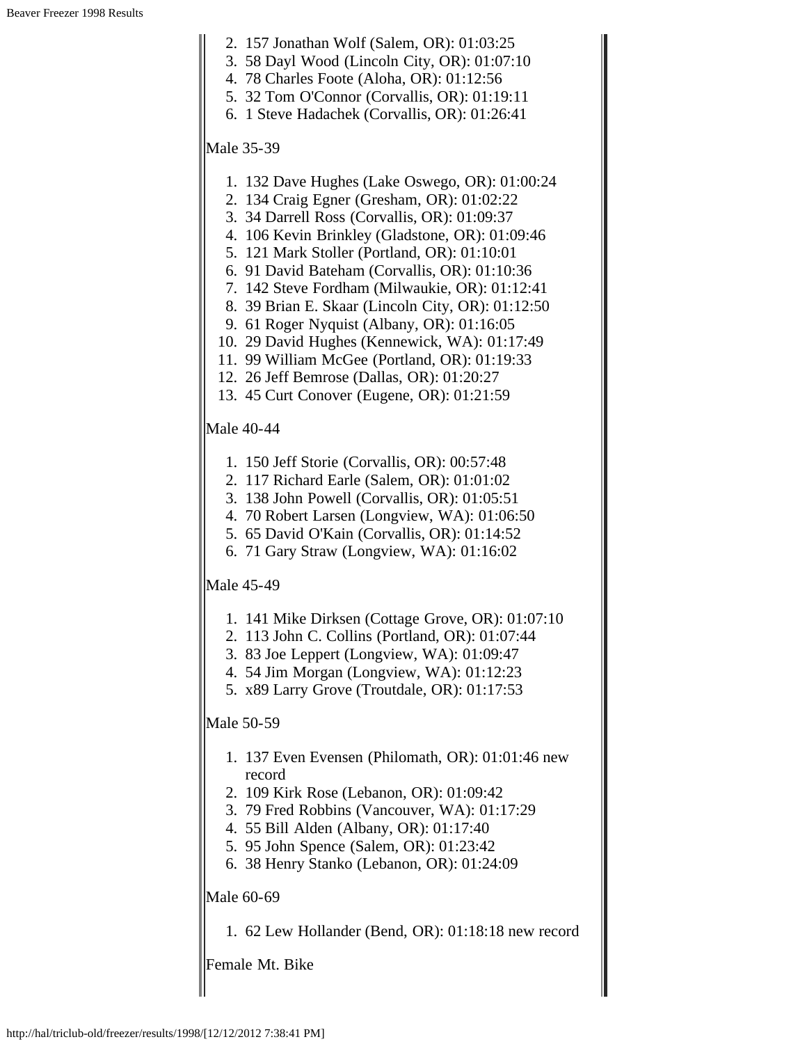2. 157 Jonathan Wolf (Salem, OR): 01:03:25
3. 58 Dayl Wood (Lincoln City, OR): 01:07:10
4. 78 Charles Foote (Aloha, OR): 01:12:56
5. 32 Tom O'Connor (Corvallis, OR): 01:19:11
6. 1 Steve Hadachek (Corvallis, OR): 01:26:41

Male 35-39

1. 132 Dave Hughes (Lake Oswego, OR): 01:00:24
2. 134 Craig Egner (Gresham, OR): 01:02:22
3. 34 Darrell Ross (Corvallis, OR): 01:09:37
4. 106 Kevin Brinkley (Gladstone, OR): 01:09:46
5. 121 Mark Stoller (Portland, OR): 01:10:01
6. 91 David Bateham (Corvallis, OR): 01:10:36
7. 142 Steve Fordham (Milwaukie, OR): 01:12:41
8. 39 Brian E. Skaar (Lincoln City, OR): 01:12:50
9. 61 Roger Nyquist (Albany, OR): 01:16:05
10. 29 David Hughes (Kennewick, WA): 01:17:49
11. 99 William McGee (Portland, OR): 01:19:33
12. 26 Jeff Bemrose (Dallas, OR): 01:20:27
13. 45 Curt Conover (Eugene, OR): 01:21:59

Male 40-44

1. 150 Jeff Storie (Corvallis, OR): 00:57:48
2. 117 Richard Earle (Salem, OR): 01:01:02
3. 138 John Powell (Corvallis, OR): 01:05:51
4. 70 Robert Larsen (Longview, WA): 01:06:50
5. 65 David O'Kain (Corvallis, OR): 01:14:52
6. 71 Gary Straw (Longview, WA): 01:16:02

Male 45-49

1. 141 Mike Dirksen (Cottage Grove, OR): 01:07:10
2. 113 John C. Collins (Portland, OR): 01:07:44
3. 83 Joe Leppert (Longview, WA): 01:09:47
4. 54 Jim Morgan (Longview, WA): 01:12:23
5. x89 Larry Grove (Troutdale, OR): 01:17:53

Male 50-59

1. 137 Even Evensen (Philomath, OR): 01:01:46 new record
2. 109 Kirk Rose (Lebanon, OR): 01:09:42
3. 79 Fred Robbins (Vancouver, WA): 01:17:29
4. 55 Bill Alden (Albany, OR): 01:17:40
5. 95 John Spence (Salem, OR): 01:23:42
6. 38 Henry Stanko (Lebanon, OR): 01:24:09

Male 60-69

1. 62 Lew Hollander (Bend, OR): 01:18:18 new record

Female Mt. Bike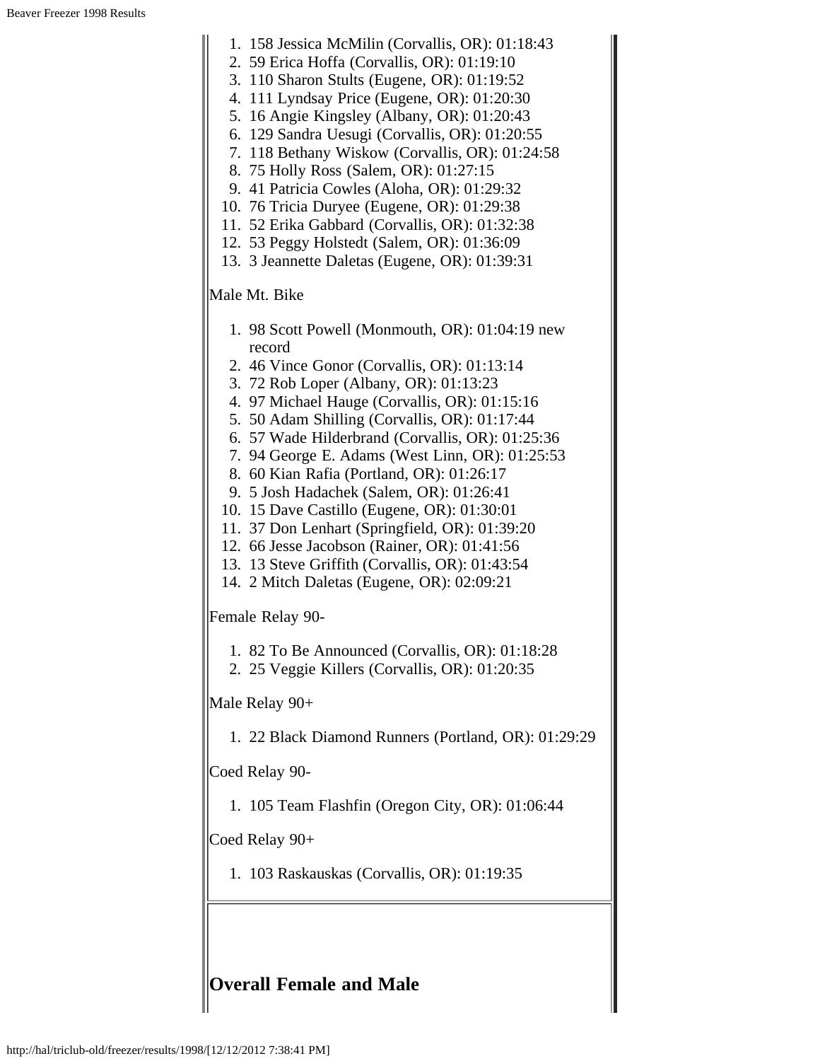1. 158 Jessica McMilin (Corvallis, OR): 01:18:43
2. 59 Erica Hoffa (Corvallis, OR): 01:19:10
3. 110 Sharon Stults (Eugene, OR): 01:19:52
4. 111 Lyndsay Price (Eugene, OR): 01:20:30
5. 16 Angie Kingsley (Albany, OR): 01:20:43
6. 129 Sandra Uesugi (Corvallis, OR): 01:20:55
7. 118 Bethany Wiskow (Corvallis, OR): 01:24:58
8. 75 Holly Ross (Salem, OR): 01:27:15
9. 41 Patricia Cowles (Aloha, OR): 01:29:32
10. 76 Tricia Duryee (Eugene, OR): 01:29:38
11. 52 Erika Gabbard (Corvallis, OR): 01:32:38
12. 53 Peggy Holstedt (Salem, OR): 01:36:09
13. 3 Jeannette Daletas (Eugene, OR): 01:39:31

Male Mt. Bike

1. 98 Scott Powell (Monmouth, OR): 01:04:19 new record
2. 46 Vince Gonor (Corvallis, OR): 01:13:14
3. 72 Rob Loper (Albany, OR): 01:13:23
4. 97 Michael Hauge (Corvallis, OR): 01:15:16
5. 50 Adam Shilling (Corvallis, OR): 01:17:44
6. 57 Wade Hilderbrand (Corvallis, OR): 01:25:36
7. 94 George E. Adams (West Linn, OR): 01:25:53
8. 60 Kian Rafia (Portland, OR): 01:26:17
9. 5 Josh Hadachek (Salem, OR): 01:26:41
10. 15 Dave Castillo (Eugene, OR): 01:30:01
11. 37 Don Lenhart (Springfield, OR): 01:39:20
12. 66 Jesse Jacobson (Rainer, OR): 01:41:56
13. 13 Steve Griffith (Corvallis, OR): 01:43:54
14. 2 Mitch Daletas (Eugene, OR): 02:09:21

Female Relay 90-

1. 82 To Be Announced (Corvallis, OR): 01:18:28
2. 25 Veggie Killers (Corvallis, OR): 01:20:35

Male Relay 90+

1. 22 Black Diamond Runners (Portland, OR): 01:29:29

Coed Relay 90-

1. 105 Team Flashfin (Oregon City, OR): 01:06:44

Coed Relay 90+

1. 103 Raskauskas (Corvallis, OR): 01:19:35

## Overall Female and Male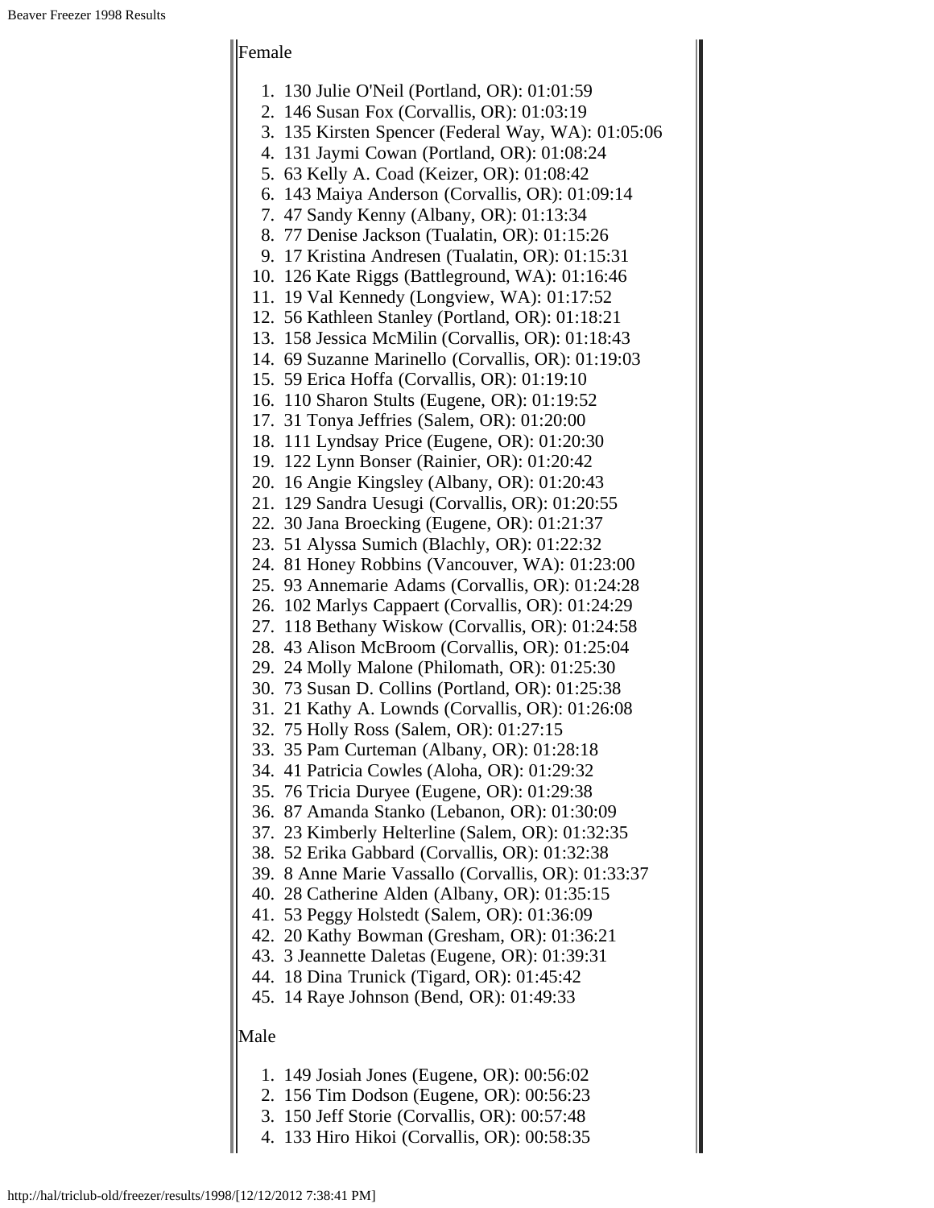Female

1. 130 Julie O'Neil (Portland, OR): 01:01:59
2. 146 Susan Fox (Corvallis, OR): 01:03:19
3. 135 Kirsten Spencer (Federal Way, WA): 01:05:06
4. 131 Jaymi Cowan (Portland, OR): 01:08:24
5. 63 Kelly A. Coad (Keizer, OR): 01:08:42
6. 143 Maiya Anderson (Corvallis, OR): 01:09:14
7. 47 Sandy Kenny (Albany, OR): 01:13:34
8. 77 Denise Jackson (Tualatin, OR): 01:15:26
9. 17 Kristina Andresen (Tualatin, OR): 01:15:31
10. 126 Kate Riggs (Battleground, WA): 01:16:46
11. 19 Val Kennedy (Longview, WA): 01:17:52
12. 56 Kathleen Stanley (Portland, OR): 01:18:21
13. 158 Jessica McMilin (Corvallis, OR): 01:18:43
14. 69 Suzanne Marinello (Corvallis, OR): 01:19:03
15. 59 Erica Hoffa (Corvallis, OR): 01:19:10
16. 110 Sharon Stults (Eugene, OR): 01:19:52
17. 31 Tonya Jeffries (Salem, OR): 01:20:00
18. 111 Lyndsay Price (Eugene, OR): 01:20:30
19. 122 Lynn Bonser (Rainier, OR): 01:20:42
20. 16 Angie Kingsley (Albany, OR): 01:20:43
21. 129 Sandra Uesugi (Corvallis, OR): 01:20:55
22. 30 Jana Broecking (Eugene, OR): 01:21:37
23. 51 Alyssa Sumich (Blachly, OR): 01:22:32
24. 81 Honey Robbins (Vancouver, WA): 01:23:00
25. 93 Annemarie Adams (Corvallis, OR): 01:24:28
26. 102 Marlys Cappaert (Corvallis, OR): 01:24:29
27. 118 Bethany Wiskow (Corvallis, OR): 01:24:58
28. 43 Alison McBroom (Corvallis, OR): 01:25:04
29. 24 Molly Malone (Philomath, OR): 01:25:30
30. 73 Susan D. Collins (Portland, OR): 01:25:38
31. 21 Kathy A. Lownds (Corvallis, OR): 01:26:08
32. 75 Holly Ross (Salem, OR): 01:27:15
33. 35 Pam Curteman (Albany, OR): 01:28:18
34. 41 Patricia Cowles (Aloha, OR): 01:29:32
35. 76 Tricia Duryee (Eugene, OR): 01:29:38
36. 87 Amanda Stanko (Lebanon, OR): 01:30:09
37. 23 Kimberly Helterline (Salem, OR): 01:32:35
38. 52 Erika Gabbard (Corvallis, OR): 01:32:38
39. 8 Anne Marie Vassallo (Corvallis, OR): 01:33:37
40. 28 Catherine Alden (Albany, OR): 01:35:15
41. 53 Peggy Holstedt (Salem, OR): 01:36:09
42. 20 Kathy Bowman (Gresham, OR): 01:36:21
43. 3 Jeannette Daletas (Eugene, OR): 01:39:31
44. 18 Dina Trunick (Tigard, OR): 01:45:42
45. 14 Raye Johnson (Bend, OR): 01:49:33

Male

1. 149 Josiah Jones (Eugene, OR): 00:56:02
2. 156 Tim Dodson (Eugene, OR): 00:56:23
3. 150 Jeff Storie (Corvallis, OR): 00:57:48
4. 133 Hiro Hikoi (Corvallis, OR): 00:58:35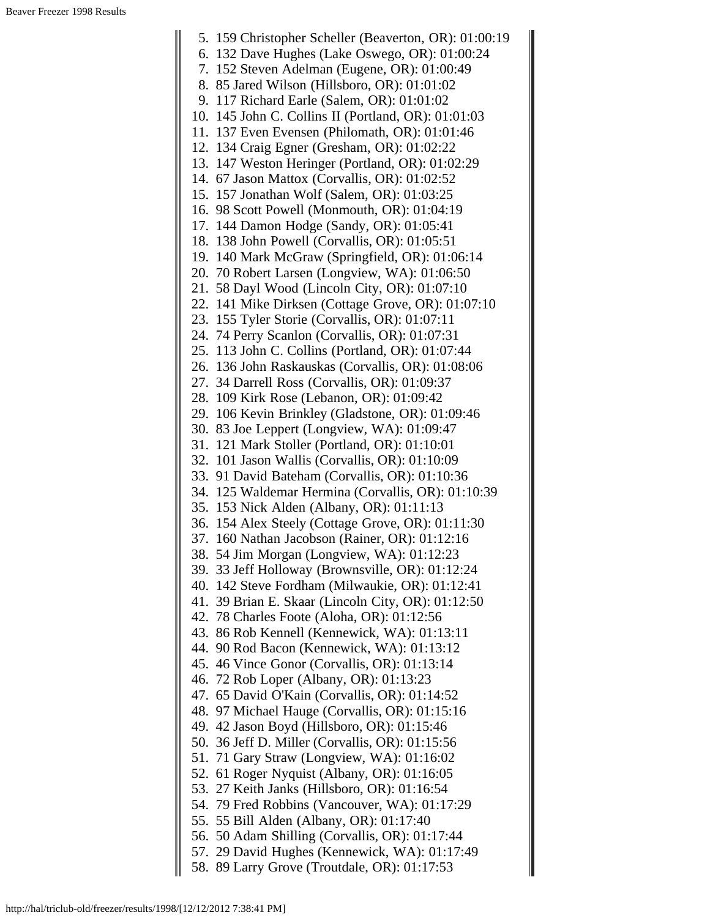5. 159 Christopher Scheller (Beaverton, OR): 01:00:19
6. 132 Dave Hughes (Lake Oswego, OR): 01:00:24
7. 152 Steven Adelman (Eugene, OR): 01:00:49
8. 85 Jared Wilson (Hillsboro, OR): 01:01:02
9. 117 Richard Earle (Salem, OR): 01:01:02
10. 145 John C. Collins II (Portland, OR): 01:01:03
11. 137 Even Evensen (Philomath, OR): 01:01:46
12. 134 Craig Egner (Gresham, OR): 01:02:22
13. 147 Weston Heringer (Portland, OR): 01:02:29
14. 67 Jason Mattox (Corvallis, OR): 01:02:52
15. 157 Jonathan Wolf (Salem, OR): 01:03:25
16. 98 Scott Powell (Monmouth, OR): 01:04:19
17. 144 Damon Hodge (Sandy, OR): 01:05:41
18. 138 John Powell (Corvallis, OR): 01:05:51
19. 140 Mark McGraw (Springfield, OR): 01:06:14
20. 70 Robert Larsen (Longview, WA): 01:06:50
21. 58 Dayl Wood (Lincoln City, OR): 01:07:10
22. 141 Mike Dirksen (Cottage Grove, OR): 01:07:10
23. 155 Tyler Storie (Corvallis, OR): 01:07:11
24. 74 Perry Scanlon (Corvallis, OR): 01:07:31
25. 113 John C. Collins (Portland, OR): 01:07:44
26. 136 John Raskauskas (Corvallis, OR): 01:08:06
27. 34 Darrell Ross (Corvallis, OR): 01:09:37
28. 109 Kirk Rose (Lebanon, OR): 01:09:42
29. 106 Kevin Brinkley (Gladstone, OR): 01:09:46
30. 83 Joe Leppert (Longview, WA): 01:09:47
31. 121 Mark Stoller (Portland, OR): 01:10:01
32. 101 Jason Wallis (Corvallis, OR): 01:10:09
33. 91 David Bateham (Corvallis, OR): 01:10:36
34. 125 Waldemar Hermina (Corvallis, OR): 01:10:39
35. 153 Nick Alden (Albany, OR): 01:11:13
36. 154 Alex Steely (Cottage Grove, OR): 01:11:30
37. 160 Nathan Jacobson (Rainer, OR): 01:12:16
38. 54 Jim Morgan (Longview, WA): 01:12:23
39. 33 Jeff Holloway (Brownsville, OR): 01:12:24
40. 142 Steve Fordham (Milwaukie, OR): 01:12:41
41. 39 Brian E. Skaar (Lincoln City, OR): 01:12:50
42. 78 Charles Foote (Aloha, OR): 01:12:56
43. 86 Rob Kennell (Kennewick, WA): 01:13:11
44. 90 Rod Bacon (Kennewick, WA): 01:13:12
45. 46 Vince Gonor (Corvallis, OR): 01:13:14
46. 72 Rob Loper (Albany, OR): 01:13:23
47. 65 David O'Kain (Corvallis, OR): 01:14:52
48. 97 Michael Hauge (Corvallis, OR): 01:15:16
49. 42 Jason Boyd (Hillsboro, OR): 01:15:46
50. 36 Jeff D. Miller (Corvallis, OR): 01:15:56
51. 71 Gary Straw (Longview, WA): 01:16:02
52. 61 Roger Nyquist (Albany, OR): 01:16:05
53. 27 Keith Janks (Hillsboro, OR): 01:16:54
54. 79 Fred Robbins (Vancouver, WA): 01:17:29
55. 55 Bill Alden (Albany, OR): 01:17:40
56. 50 Adam Shilling (Corvallis, OR): 01:17:44
57. 29 David Hughes (Kennewick, WA): 01:17:49
58. 89 Larry Grove (Troutdale, OR): 01:17:53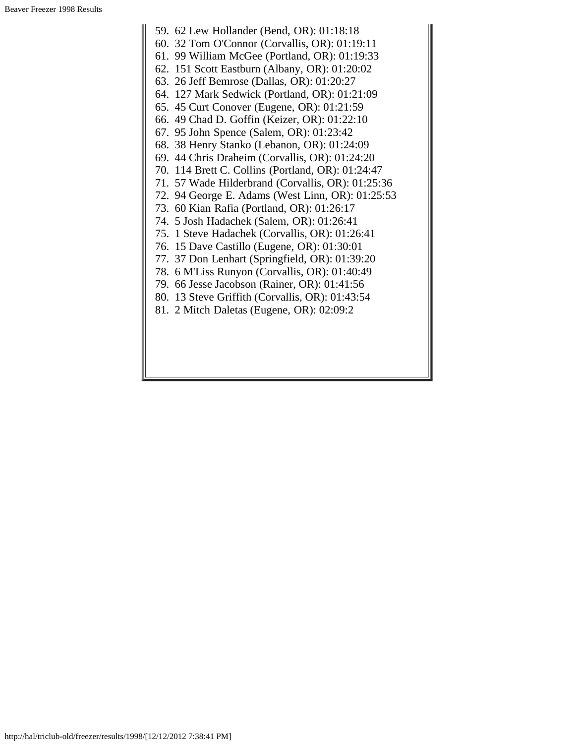59. 62 Lew Hollander (Bend, OR): 01:18:18
60. 32 Tom O'Connor (Corvallis, OR): 01:19:11
61. 99 William McGee (Portland, OR): 01:19:33
62. 151 Scott Eastburn (Albany, OR): 01:20:02
63. 26 Jeff Bemrose (Dallas, OR): 01:20:27
64. 127 Mark Sedwick (Portland, OR): 01:21:09
65. 45 Curt Conover (Eugene, OR): 01:21:59
66. 49 Chad D. Goffin (Keizer, OR): 01:22:10
67. 95 John Spence (Salem, OR): 01:23:42
68. 38 Henry Stanko (Lebanon, OR): 01:24:09
69. 44 Chris Draheim (Corvallis, OR): 01:24:20
70. 114 Brett C. Collins (Portland, OR): 01:24:47
71. 57 Wade Hilderbrand (Corvallis, OR): 01:25:36
72. 94 George E. Adams (West Linn, OR): 01:25:53
73. 60 Kian Rafia (Portland, OR): 01:26:17
74. 5 Josh Hadachek (Salem, OR): 01:26:41
75. 1 Steve Hadachek (Corvallis, OR): 01:26:41
76. 15 Dave Castillo (Eugene, OR): 01:30:01
77. 37 Don Lenhart (Springfield, OR): 01:39:20
78. 6 M'Liss Runyon (Corvallis, OR): 01:40:49
79. 66 Jesse Jacobson (Rainer, OR): 01:41:56
80. 13 Steve Griffith (Corvallis, OR): 01:43:54
81. 2 Mitch Daletas (Eugene, OR): 02:09:2